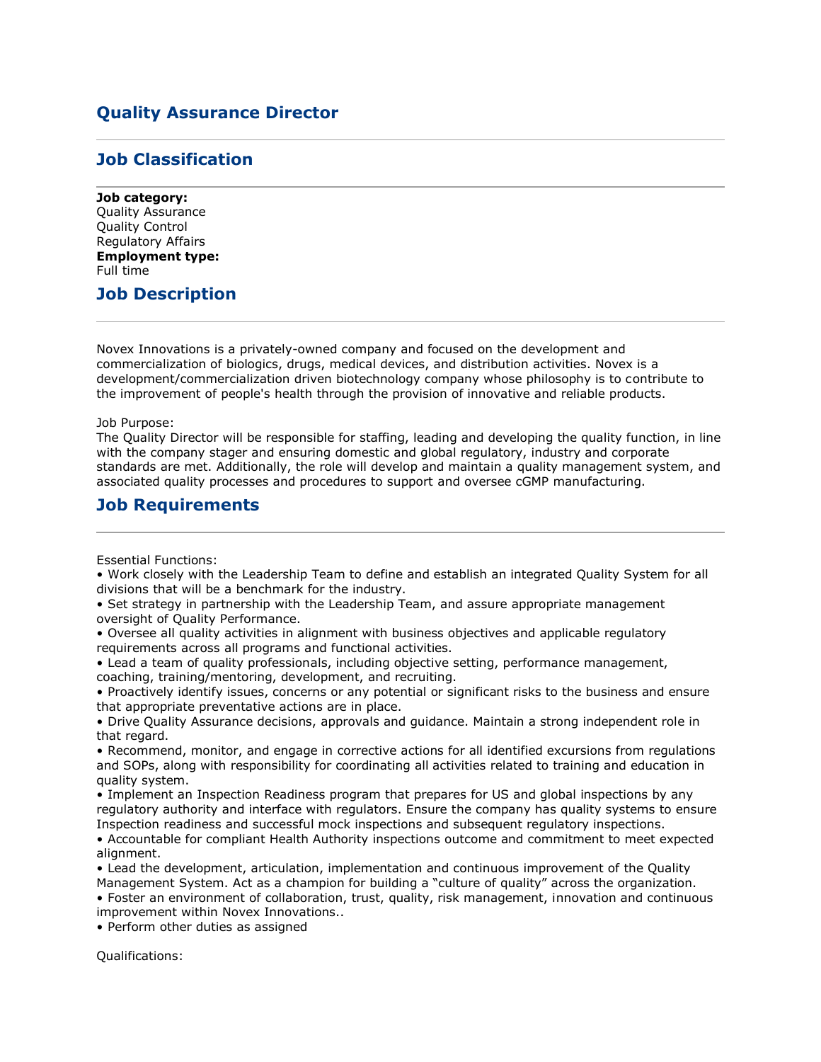# Quality Assurance Director

## Job Classification

**Job category:**
Quality Assurance
Quality Control
Regulatory Affairs
**Employment type:**
Full time

## Job Description

Novex Innovations is a privately-owned company and focused on the development and commercialization of biologics, drugs, medical devices, and distribution activities. Novex is a development/commercialization driven biotechnology company whose philosophy is to contribute to the improvement of people's health through the provision of innovative and reliable products.

Job Purpose:
The Quality Director will be responsible for staffing, leading and developing the quality function, in line with the company stager and ensuring domestic and global regulatory, industry and corporate standards are met. Additionally, the role will develop and maintain a quality management system, and associated quality processes and procedures to support and oversee cGMP manufacturing.

## Job Requirements

Essential Functions:
• Work closely with the Leadership Team to define and establish an integrated Quality System for all divisions that will be a benchmark for the industry.
• Set strategy in partnership with the Leadership Team, and assure appropriate management oversight of Quality Performance.
• Oversee all quality activities in alignment with business objectives and applicable regulatory requirements across all programs and functional activities.
• Lead a team of quality professionals, including objective setting, performance management, coaching, training/mentoring, development, and recruiting.
• Proactively identify issues, concerns or any potential or significant risks to the business and ensure that appropriate preventative actions are in place.
• Drive Quality Assurance decisions, approvals and guidance. Maintain a strong independent role in that regard.
• Recommend, monitor, and engage in corrective actions for all identified excursions from regulations and SOPs, along with responsibility for coordinating all activities related to training and education in quality system.
• Implement an Inspection Readiness program that prepares for US and global inspections by any regulatory authority and interface with regulators. Ensure the company has quality systems to ensure Inspection readiness and successful mock inspections and subsequent regulatory inspections.
• Accountable for compliant Health Authority inspections outcome and commitment to meet expected alignment.
• Lead the development, articulation, implementation and continuous improvement of the Quality Management System. Act as a champion for building a “culture of quality” across the organization.
• Foster an environment of collaboration, trust, quality, risk management, innovation and continuous improvement within Novex Innovations..
• Perform other duties as assigned

Qualifications: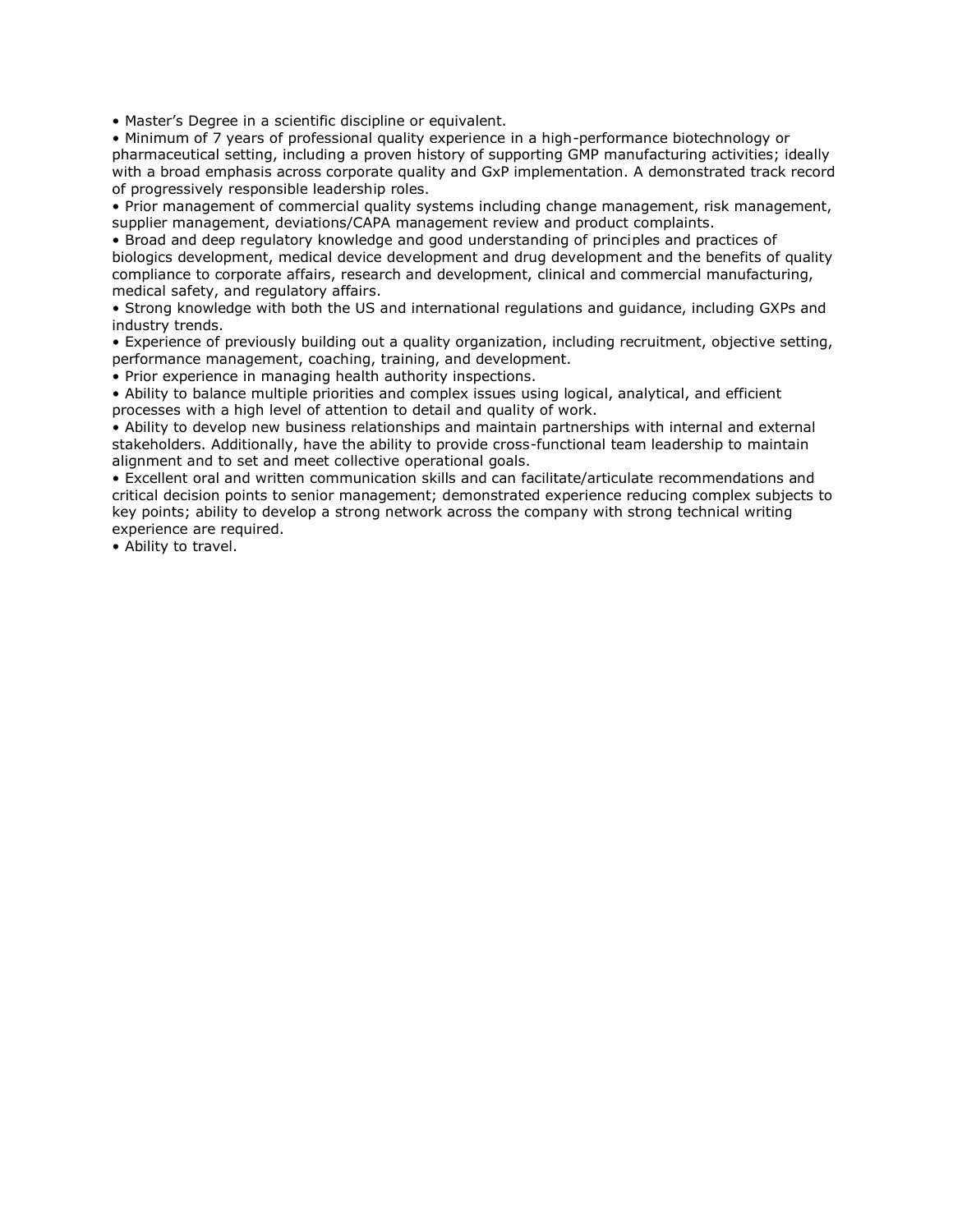- Master's Degree in a scientific discipline or equivalent.
- Minimum of 7 years of professional quality experience in a high-performance biotechnology or pharmaceutical setting, including a proven history of supporting GMP manufacturing activities; ideally with a broad emphasis across corporate quality and GxP implementation. A demonstrated track record of progressively responsible leadership roles.
- Prior management of commercial quality systems including change management, risk management, supplier management, deviations/CAPA management review and product complaints.
- Broad and deep regulatory knowledge and good understanding of principles and practices of biologics development, medical device development and drug development and the benefits of quality compliance to corporate affairs, research and development, clinical and commercial manufacturing, medical safety, and regulatory affairs.
- Strong knowledge with both the US and international regulations and guidance, including GXPs and industry trends.
- Experience of previously building out a quality organization, including recruitment, objective setting, performance management, coaching, training, and development.
- Prior experience in managing health authority inspections.
- Ability to balance multiple priorities and complex issues using logical, analytical, and efficient processes with a high level of attention to detail and quality of work.
- Ability to develop new business relationships and maintain partnerships with internal and external stakeholders. Additionally, have the ability to provide cross-functional team leadership to maintain alignment and to set and meet collective operational goals.
- Excellent oral and written communication skills and can facilitate/articulate recommendations and critical decision points to senior management; demonstrated experience reducing complex subjects to key points; ability to develop a strong network across the company with strong technical writing experience are required.
- Ability to travel.